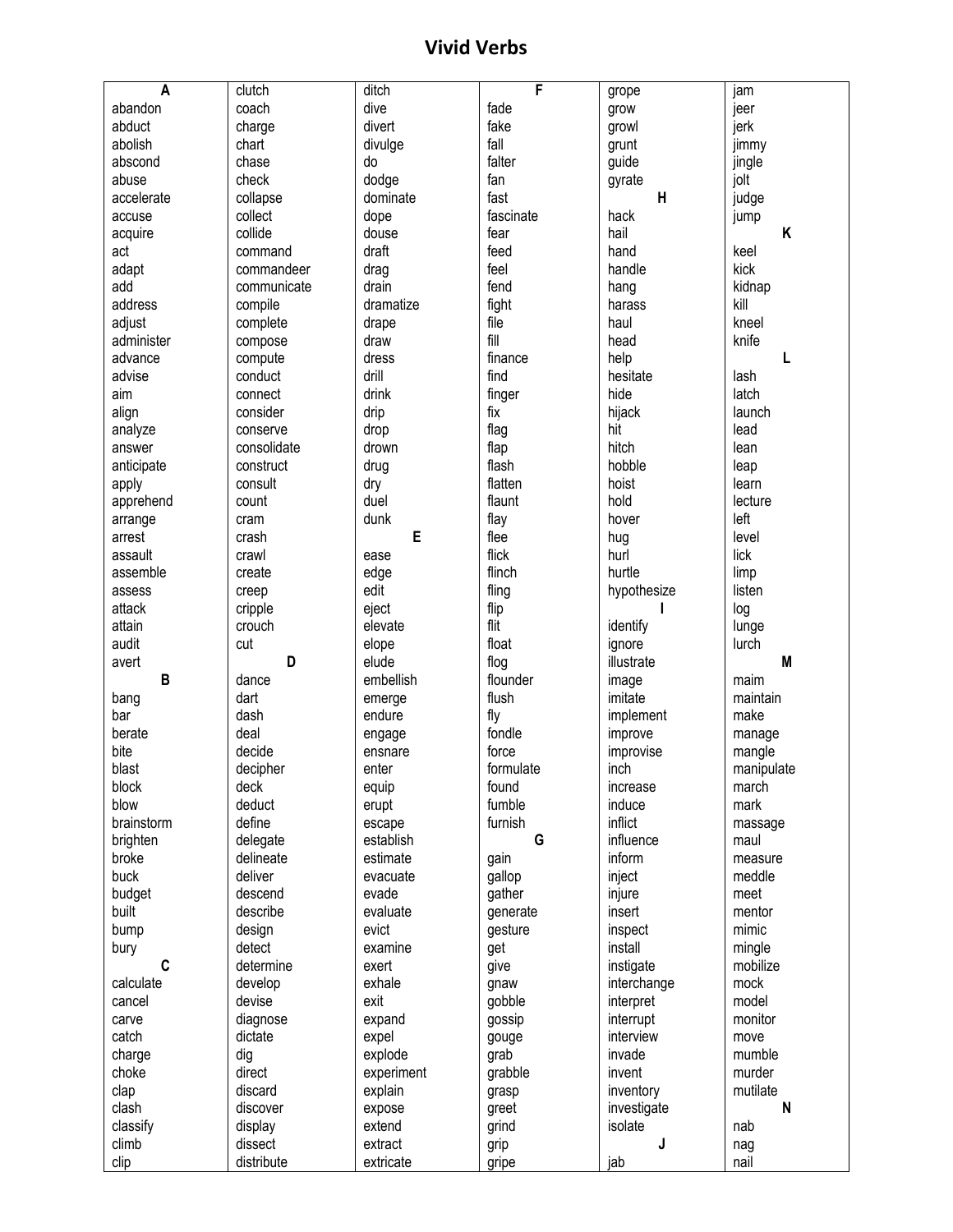# Vivid Verbs

| **A** | clutch | ditch | **F** | grope | jam |
|---|---|---|---|---|---|
| abandon | coach | dive | fade | grow | jeer |
| abduct | charge | divert | fake | growl | jerk |
| abolish | chart | divulge | fall | grunt | jimmy |
| abscond | chase | do | falter | guide | jingle |
| abuse | check | dodge | fan | gyrate | jolt |
| accelerate | collapse | dominate | fast | **H** | judge |
| accuse | collect | dope | fascinate | hack | jump |
| acquire | collide | douse | fear | hail | **K** |
| act | command | draft | feed | hand | keel |
| adapt | commandeer | drag | feel | handle | kick |
| add | communicate | drain | fend | hang | kidnap |
| address | compile | dramatize | fight | harass | kill |
| adjust | complete | drape | file | haul | kneel |
| administer | compose | draw | fill | head | knife |
| advance | compute | dress | finance | help | **L** |
| advise | conduct | drill | find | hesitate | lash |
| aim | connect | drink | finger | hide | latch |
| align | consider | drip | fix | hijack | launch |
| analyze | conserve | drop | flag | hit | lead |
| answer | consolidate | drown | flap | hitch | lean |
| anticipate | construct | drug | flash | hobble | leap |
| apply | consult | dry | flatten | hoist | learn |
| apprehend | count | duel | flaunt | hold | lecture |
| arrange | cram | dunk | flay | hover | left |
| arrest | crash | **E** | flee | hug | level |
| assault | crawl | ease | flick | hurl | lick |
| assemble | create | edge | flinch | hurtle | limp |
| assess | creep | edit | fling | hypothesize | listen |
| attack | cripple | eject | flip | **I** | log |
| attain | crouch | elevate | flit | identify | lunge |
| audit | cut | elope | float | ignore | lurch |
| avert | **D** | elude | flog | illustrate | **M** |
| **B** | dance | embellish | flounder | image | maim |
| bang | dart | emerge | flush | imitate | maintain |
| bar | dash | endure | fly | implement | make |
| berate | deal | engage | fondle | improve | manage |
| bite | decide | ensnare | force | improvise | mangle |
| blast | decipher | enter | formulate | inch | manipulate |
| block | deck | equip | found | increase | march |
| blow | deduct | erupt | fumble | induce | mark |
| brainstorm | define | escape | furnish | inflict | massage |
| brighten | delegate | establish | **G** | influence | maul |
| broke | delineate | estimate | gain | inform | measure |
| buck | deliver | evacuate | gallop | inject | meddle |
| budget | descend | evade | gather | injure | meet |
| built | describe | evaluate | generate | insert | mentor |
| bump | design | evict | gesture | inspect | mimic |
| bury | detect | examine | get | install | mingle |
| **C** | determine | exert | give | instigate | mobilize |
| calculate | develop | exhale | gnaw | interchange | mock |
| cancel | devise | exit | gobble | interpret | model |
| carve | diagnose | expand | gossip | interrupt | monitor |
| catch | dictate | expel | gouge | interview | move |
| charge | dig | explode | grab | invade | mumble |
| choke | direct | experiment | grabble | invent | murder |
| clap | discard | explain | grasp | inventory | mutilate |
| clash | discover | expose | greet | investigate | **N** |
| classify | display | extend | grind | isolate | nab |
| climb | dissect | extract | grip | **J** | nag |
| clip | distribute | extricate | gripe | jab | nail |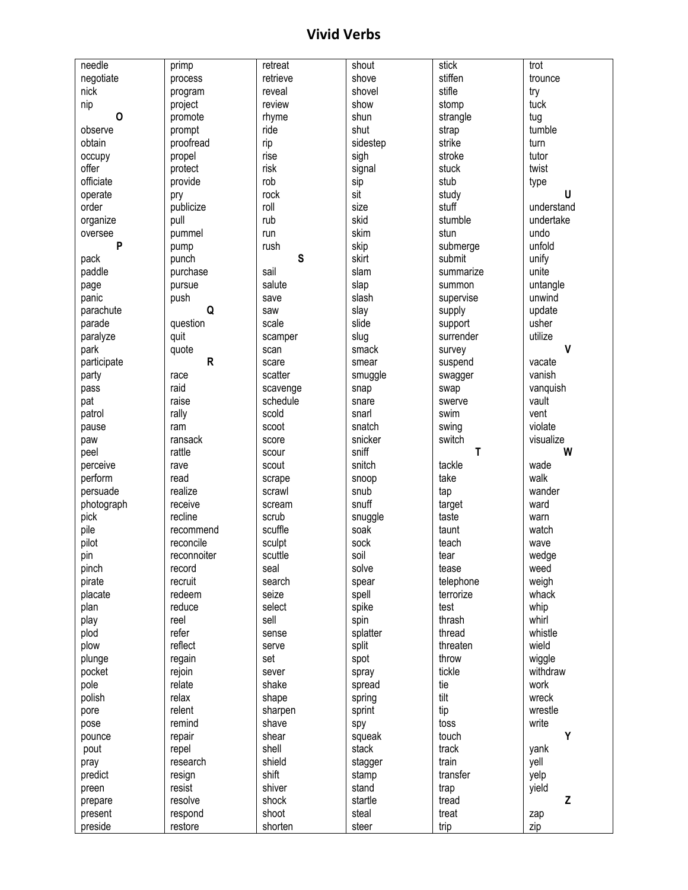# Vivid Verbs

| | | | | | |
|---|---|---|---|---|---|
| needle | primp | retreat | shout | stick | trot |
| negotiate | process | retrieve | shove | stiffen | trounce |
| nick | program | reveal | shovel | stifle | try |
| nip | project | review | show | stomp | tuck |
| **O** | promote | rhyme | shun | strangle | tug |
| observe | prompt | ride | shut | strap | tumble |
| obtain | proofread | rip | sidestep | strike | turn |
| occupy | propel | rise | sigh | stroke | tutor |
| offer | protect | risk | signal | stuck | twist |
| officiate | provide | rob | sip | stub | type |
| operate | pry | rock | sit | study | **U** |
| order | publicize | roll | size | stuff | understand |
| organize | pull | rub | skid | stumble | undertake |
| oversee | pummel | run | skim | stun | undo |
| **P** | pump | rush | skip | submerge | unfold |
| pack | punch | **S** | skirt | submit | unify |
| paddle | purchase | sail | slam | summarize | unite |
| page | pursue | salute | slap | summon | untangle |
| panic | push | save | slash | supervise | unwind |
| parachute | **Q** | saw | slay | supply | update |
| parade | question | scale | slide | support | usher |
| paralyze | quit | scamper | slug | surrender | utilize |
| park | quote | scan | smack | survey | **V** |
| participate | **R** | scare | smear | suspend | vacate |
| party | race | scatter | smuggle | swagger | vanish |
| pass | raid | scavenge | snap | swap | vanquish |
| pat | raise | schedule | snare | swerve | vault |
| patrol | rally | scold | snarl | swim | vent |
| pause | ram | scoot | snatch | swing | violate |
| paw | ransack | score | snicker | switch | visualize |
| peel | rattle | scour | sniff | **T** | **W** |
| perceive | rave | scout | snitch | tackle | wade |
| perform | read | scrape | snoop | take | walk |
| persuade | realize | scrawl | snub | tap | wander |
| photograph | receive | scream | snuff | target | ward |
| pick | recline | scrub | snuggle | taste | warn |
| pile | recommend | scuffle | soak | taunt | watch |
| pilot | reconcile | sculpt | sock | teach | wave |
| pin | reconnoiter | scuttle | soil | tear | wedge |
| pinch | record | seal | solve | tease | weed |
| pirate | recruit | search | spear | telephone | weigh |
| placate | redeem | seize | spell | terrorize | whack |
| plan | reduce | select | spike | test | whip |
| play | reel | sell | spin | thrash | whirl |
| plod | refer | sense | splatter | thread | whistle |
| plow | reflect | serve | split | threaten | wield |
| plunge | regain | set | spot | throw | wiggle |
| pocket | rejoin | sever | spray | tickle | withdraw |
| pole | relate | shake | spread | tie | work |
| polish | relax | shape | spring | tilt | wreck |
| pore | relent | sharpen | sprint | tip | wrestle |
| pose | remind | shave | spy | toss | write |
| pounce | repair | shear | squeak | touch | **Y** |
| pout | repel | shell | stack | track | yank |
| pray | research | shield | stagger | train | yell |
| predict | resign | shift | stamp | transfer | yelp |
| preen | resist | shiver | stand | trap | yield |
| prepare | resolve | shock | startle | tread | **Z** |
| present | respond | shoot | steal | treat | zap |
| preside | restore | shorten | steer | trip | zip |